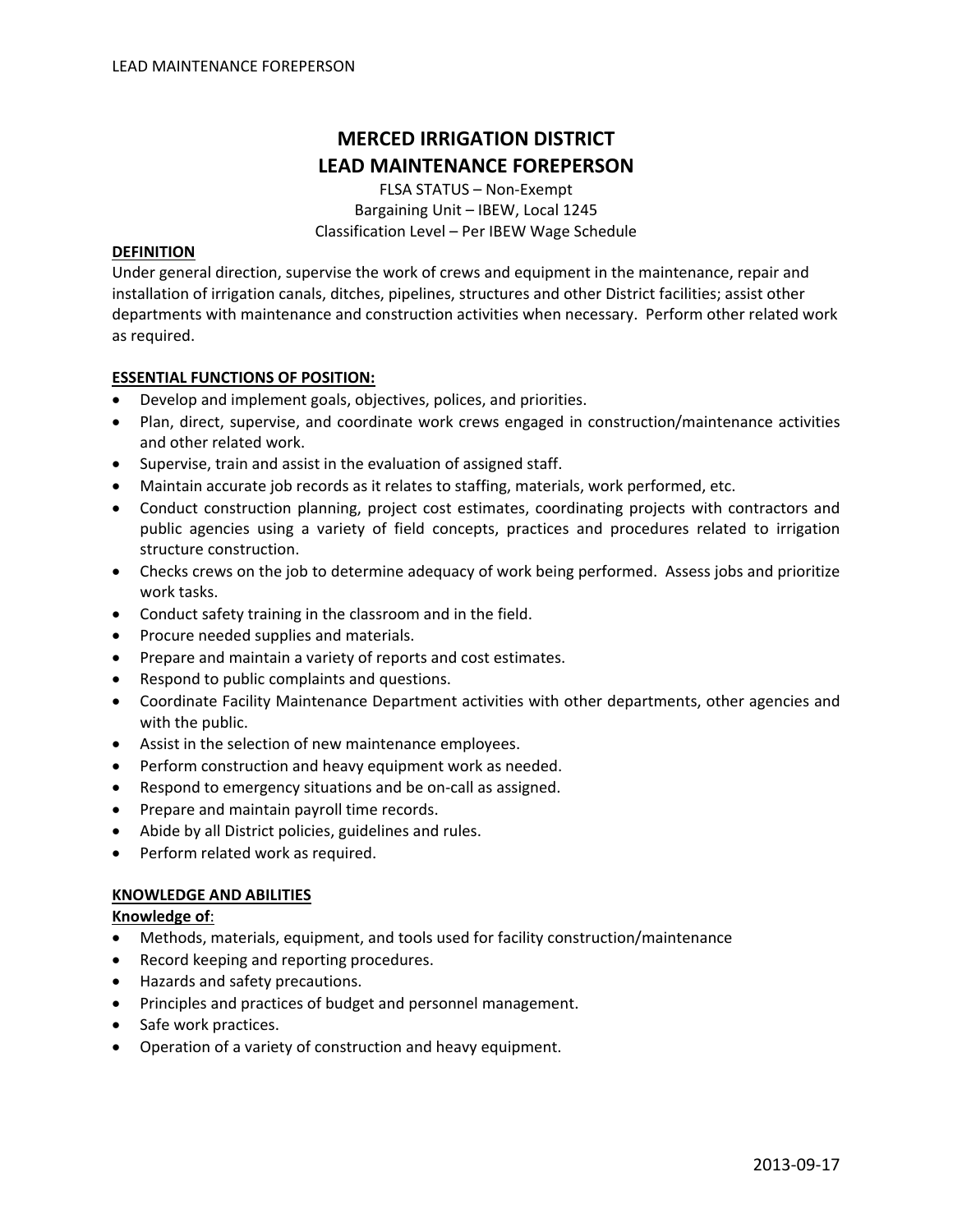# MERCED IRRIGATION DISTRICT
# LEAD MAINTENANCE FOREPERSON

FLSA STATUS – Non-Exempt
Bargaining Unit – IBEW, Local 1245
Classification Level – Per IBEW Wage Schedule

**DEFINITION**

Under general direction, supervise the work of crews and equipment in the maintenance, repair and installation of irrigation canals, ditches, pipelines, structures and other District facilities; assist other departments with maintenance and construction activities when necessary. Perform other related work as required.

**ESSENTIAL FUNCTIONS OF POSITION:**

- Develop and implement goals, objectives, polices, and priorities.
- Plan, direct, supervise, and coordinate work crews engaged in construction/maintenance activities and other related work.
- Supervise, train and assist in the evaluation of assigned staff.
- Maintain accurate job records as it relates to staffing, materials, work performed, etc.
- Conduct construction planning, project cost estimates, coordinating projects with contractors and public agencies using a variety of field concepts, practices and procedures related to irrigation structure construction.
- Checks crews on the job to determine adequacy of work being performed. Assess jobs and prioritize work tasks.
- Conduct safety training in the classroom and in the field.
- Procure needed supplies and materials.
- Prepare and maintain a variety of reports and cost estimates.
- Respond to public complaints and questions.
- Coordinate Facility Maintenance Department activities with other departments, other agencies and with the public.
- Assist in the selection of new maintenance employees.
- Perform construction and heavy equipment work as needed.
- Respond to emergency situations and be on-call as assigned.
- Prepare and maintain payroll time records.
- Abide by all District policies, guidelines and rules.
- Perform related work as required.

**KNOWLEDGE AND ABILITIES**

**Knowledge of**:

- Methods, materials, equipment, and tools used for facility construction/maintenance
- Record keeping and reporting procedures.
- Hazards and safety precautions.
- Principles and practices of budget and personnel management.
- Safe work practices.
- Operation of a variety of construction and heavy equipment.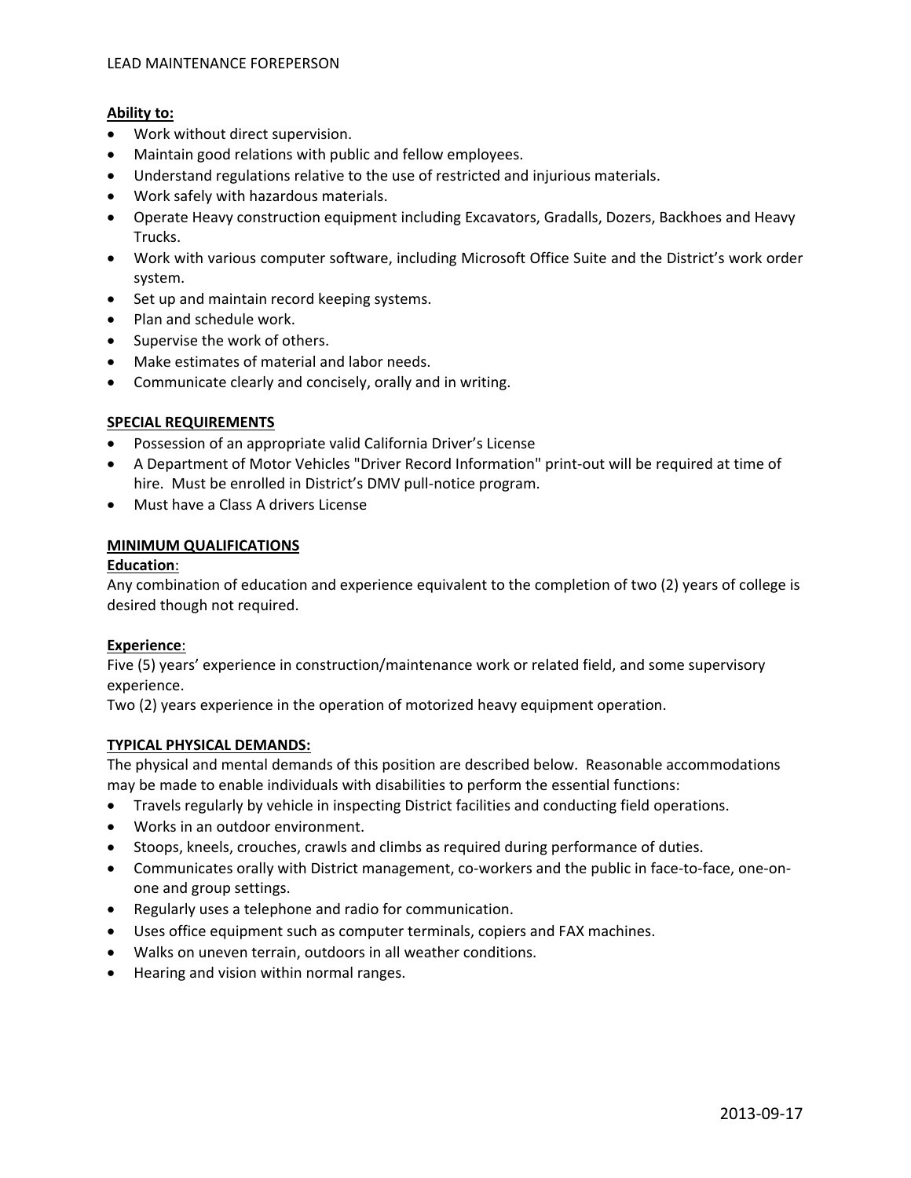**Ability to:**

- Work without direct supervision.
- Maintain good relations with public and fellow employees.
- Understand regulations relative to the use of restricted and injurious materials.
- Work safely with hazardous materials.
- Operate Heavy construction equipment including Excavators, Gradalls, Dozers, Backhoes and Heavy Trucks.
- Work with various computer software, including Microsoft Office Suite and the District's work order system.
- Set up and maintain record keeping systems.
- Plan and schedule work.
- Supervise the work of others.
- Make estimates of material and labor needs.
- Communicate clearly and concisely, orally and in writing.

## SPECIAL REQUIREMENTS

- Possession of an appropriate valid California Driver's License
- A Department of Motor Vehicles "Driver Record Information" print-out will be required at time of hire. Must be enrolled in District's DMV pull-notice program.
- Must have a Class A drivers License

## MINIMUM QUALIFICATIONS

**Education**:
Any combination of education and experience equivalent to the completion of two (2) years of college is desired though not required.

**Experience**:
Five (5) years' experience in construction/maintenance work or related field, and some supervisory experience.
Two (2) years experience in the operation of motorized heavy equipment operation.

## TYPICAL PHYSICAL DEMANDS:

The physical and mental demands of this position are described below. Reasonable accommodations may be made to enable individuals with disabilities to perform the essential functions:

- Travels regularly by vehicle in inspecting District facilities and conducting field operations.
- Works in an outdoor environment.
- Stoops, kneels, crouches, crawls and climbs as required during performance of duties.
- Communicates orally with District management, co-workers and the public in face-to-face, one-on-one and group settings.
- Regularly uses a telephone and radio for communication.
- Uses office equipment such as computer terminals, copiers and FAX machines.
- Walks on uneven terrain, outdoors in all weather conditions.
- Hearing and vision within normal ranges.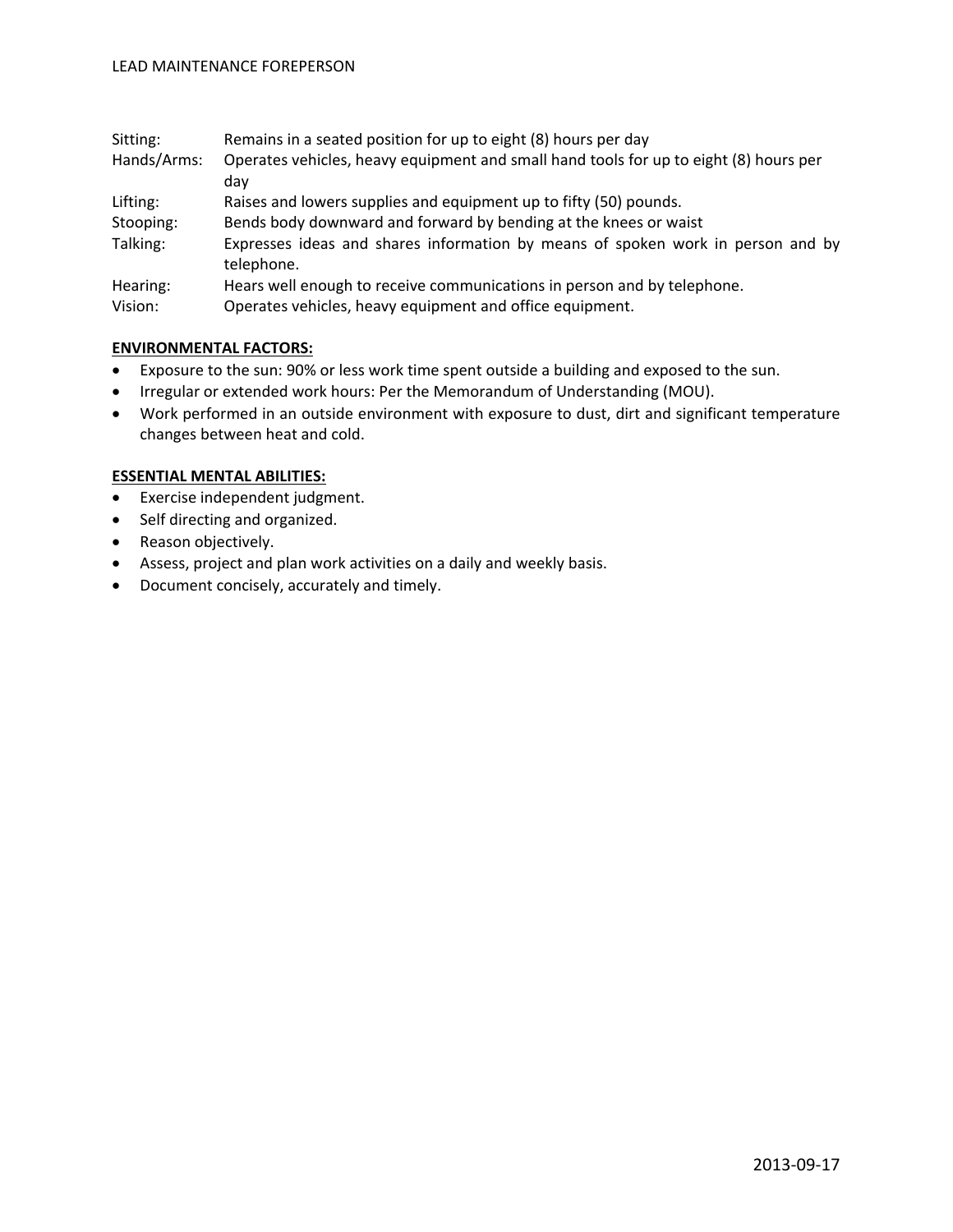| | |
|---|---|
| Sitting: | Remains in a seated position for up to eight (8) hours per day |
| Hands/Arms: | Operates vehicles, heavy equipment and small hand tools for up to eight (8) hours per day |
| Lifting: | Raises and lowers supplies and equipment up to fifty (50) pounds. |
| Stooping: | Bends body downward and forward by bending at the knees or waist |
| Talking: | Expresses ideas and shares information by means of spoken work in person and by telephone. |
| Hearing: | Hears well enough to receive communications in person and by telephone. |
| Vision: | Operates vehicles, heavy equipment and office equipment. |

**ENVIRONMENTAL FACTORS:**

- Exposure to the sun: 90% or less work time spent outside a building and exposed to the sun.
- Irregular or extended work hours: Per the Memorandum of Understanding (MOU).
- Work performed in an outside environment with exposure to dust, dirt and significant temperature changes between heat and cold.

**ESSENTIAL MENTAL ABILITIES:**

- Exercise independent judgment.
- Self directing and organized.
- Reason objectively.
- Assess, project and plan work activities on a daily and weekly basis.
- Document concisely, accurately and timely.

2013-09-17